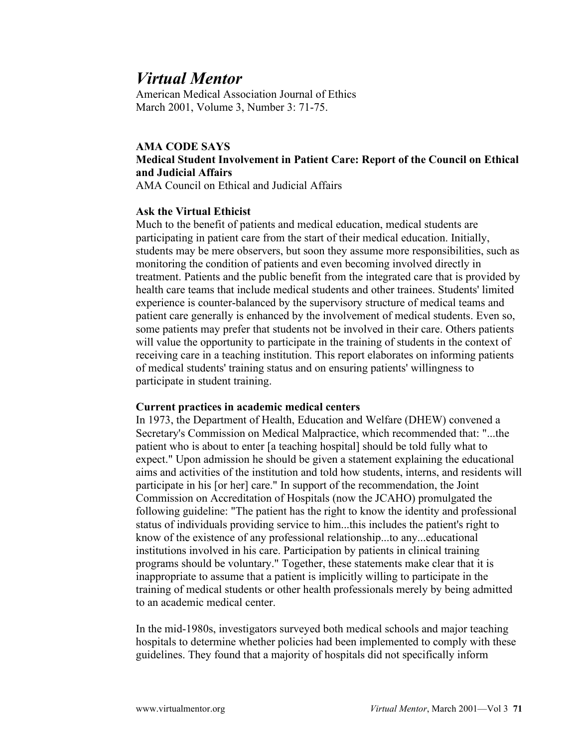# Virtual Mentor

American Medical Association Journal of Ethics
March 2001, Volume 3, Number 3: 71-75.

**AMA CODE SAYS**

## Medical Student Involvement in Patient Care: Report of the Council on Ethical and Judicial Affairs

AMA Council on Ethical and Judicial Affairs

### Ask the Virtual Ethicist

Much to the benefit of patients and medical education, medical students are participating in patient care from the start of their medical education. Initially, students may be mere observers, but soon they assume more responsibilities, such as monitoring the condition of patients and even becoming involved directly in treatment. Patients and the public benefit from the integrated care that is provided by health care teams that include medical students and other trainees. Students' limited experience is counter-balanced by the supervisory structure of medical teams and patient care generally is enhanced by the involvement of medical students. Even so, some patients may prefer that students not be involved in their care. Others patients will value the opportunity to participate in the training of students in the context of receiving care in a teaching institution. This report elaborates on informing patients of medical students' training status and on ensuring patients' willingness to participate in student training.

### Current practices in academic medical centers

In 1973, the Department of Health, Education and Welfare (DHEW) convened a Secretary's Commission on Medical Malpractice, which recommended that: "...the patient who is about to enter [a teaching hospital] should be told fully what to expect." Upon admission he should be given a statement explaining the educational aims and activities of the institution and told how students, interns, and residents will participate in his [or her] care." In support of the recommendation, the Joint Commission on Accreditation of Hospitals (now the JCAHO) promulgated the following guideline: "The patient has the right to know the identity and professional status of individuals providing service to him...this includes the patient's right to know of the existence of any professional relationship...to any...educational institutions involved in his care. Participation by patients in clinical training programs should be voluntary." Together, these statements make clear that it is inappropriate to assume that a patient is implicitly willing to participate in the training of medical students or other health professionals merely by being admitted to an academic medical center.

In the mid-1980s, investigators surveyed both medical schools and major teaching hospitals to determine whether policies had been implemented to comply with these guidelines. They found that a majority of hospitals did not specifically inform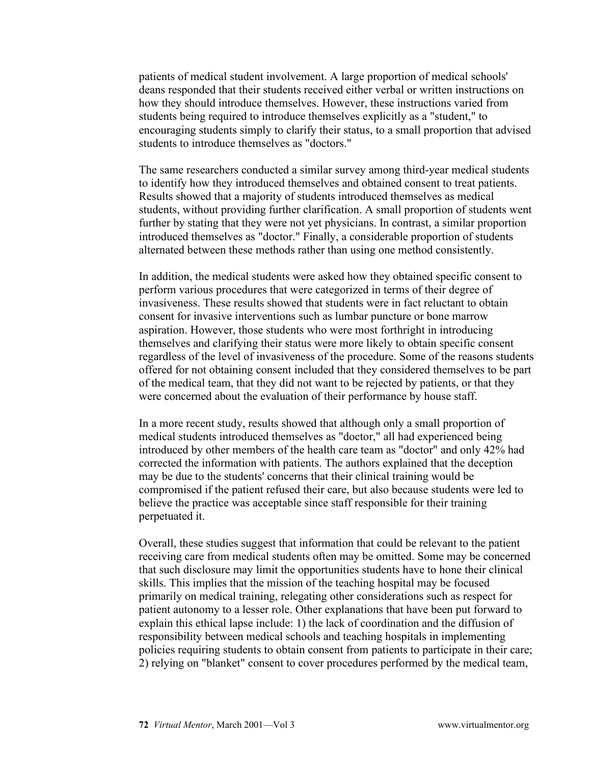patients of medical student involvement. A large proportion of medical schools' deans responded that their students received either verbal or written instructions on how they should introduce themselves. However, these instructions varied from students being required to introduce themselves explicitly as a "student," to encouraging students simply to clarify their status, to a small proportion that advised students to introduce themselves as "doctors."

The same researchers conducted a similar survey among third-year medical students to identify how they introduced themselves and obtained consent to treat patients. Results showed that a majority of students introduced themselves as medical students, without providing further clarification. A small proportion of students went further by stating that they were not yet physicians. In contrast, a similar proportion introduced themselves as "doctor." Finally, a considerable proportion of students alternated between these methods rather than using one method consistently.

In addition, the medical students were asked how they obtained specific consent to perform various procedures that were categorized in terms of their degree of invasiveness. These results showed that students were in fact reluctant to obtain consent for invasive interventions such as lumbar puncture or bone marrow aspiration. However, those students who were most forthright in introducing themselves and clarifying their status were more likely to obtain specific consent regardless of the level of invasiveness of the procedure. Some of the reasons students offered for not obtaining consent included that they considered themselves to be part of the medical team, that they did not want to be rejected by patients, or that they were concerned about the evaluation of their performance by house staff.

In a more recent study, results showed that although only a small proportion of medical students introduced themselves as "doctor," all had experienced being introduced by other members of the health care team as "doctor" and only 42% had corrected the information with patients. The authors explained that the deception may be due to the students' concerns that their clinical training would be compromised if the patient refused their care, but also because students were led to believe the practice was acceptable since staff responsible for their training perpetuated it.

Overall, these studies suggest that information that could be relevant to the patient receiving care from medical students often may be omitted. Some may be concerned that such disclosure may limit the opportunities students have to hone their clinical skills. This implies that the mission of the teaching hospital may be focused primarily on medical training, relegating other considerations such as respect for patient autonomy to a lesser role. Other explanations that have been put forward to explain this ethical lapse include: 1) the lack of coordination and the diffusion of responsibility between medical schools and teaching hospitals in implementing policies requiring students to obtain consent from patients to participate in their care; 2) relying on "blanket" consent to cover procedures performed by the medical team,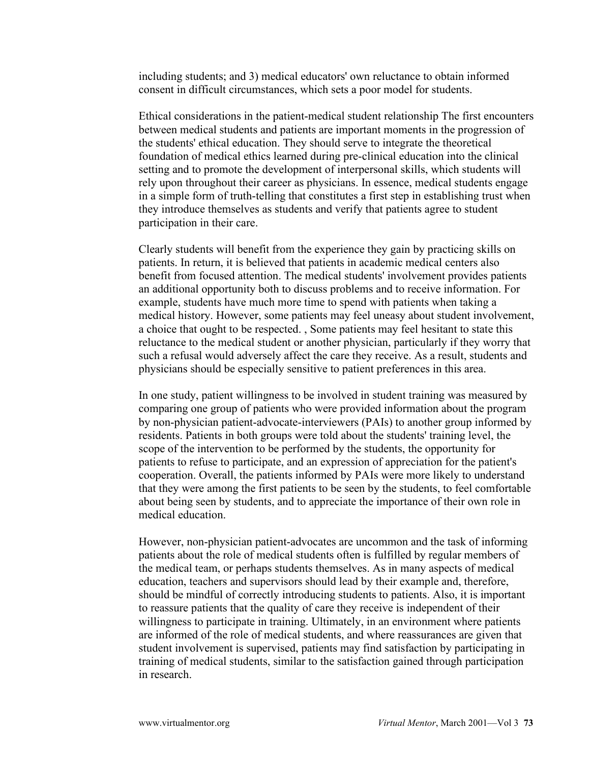including students; and 3) medical educators' own reluctance to obtain informed consent in difficult circumstances, which sets a poor model for students.

Ethical considerations in the patient-medical student relationship The first encounters between medical students and patients are important moments in the progression of the students' ethical education. They should serve to integrate the theoretical foundation of medical ethics learned during pre-clinical education into the clinical setting and to promote the development of interpersonal skills, which students will rely upon throughout their career as physicians. In essence, medical students engage in a simple form of truth-telling that constitutes a first step in establishing trust when they introduce themselves as students and verify that patients agree to student participation in their care.

Clearly students will benefit from the experience they gain by practicing skills on patients. In return, it is believed that patients in academic medical centers also benefit from focused attention. The medical students' involvement provides patients an additional opportunity both to discuss problems and to receive information. For example, students have much more time to spend with patients when taking a medical history. However, some patients may feel uneasy about student involvement, a choice that ought to be respected. , Some patients may feel hesitant to state this reluctance to the medical student or another physician, particularly if they worry that such a refusal would adversely affect the care they receive. As a result, students and physicians should be especially sensitive to patient preferences in this area.

In one study, patient willingness to be involved in student training was measured by comparing one group of patients who were provided information about the program by non-physician patient-advocate-interviewers (PAIs) to another group informed by residents. Patients in both groups were told about the students' training level, the scope of the intervention to be performed by the students, the opportunity for patients to refuse to participate, and an expression of appreciation for the patient's cooperation. Overall, the patients informed by PAIs were more likely to understand that they were among the first patients to be seen by the students, to feel comfortable about being seen by students, and to appreciate the importance of their own role in medical education.

However, non-physician patient-advocates are uncommon and the task of informing patients about the role of medical students often is fulfilled by regular members of the medical team, or perhaps students themselves. As in many aspects of medical education, teachers and supervisors should lead by their example and, therefore, should be mindful of correctly introducing students to patients. Also, it is important to reassure patients that the quality of care they receive is independent of their willingness to participate in training. Ultimately, in an environment where patients are informed of the role of medical students, and where reassurances are given that student involvement is supervised, patients may find satisfaction by participating in training of medical students, similar to the satisfaction gained through participation in research.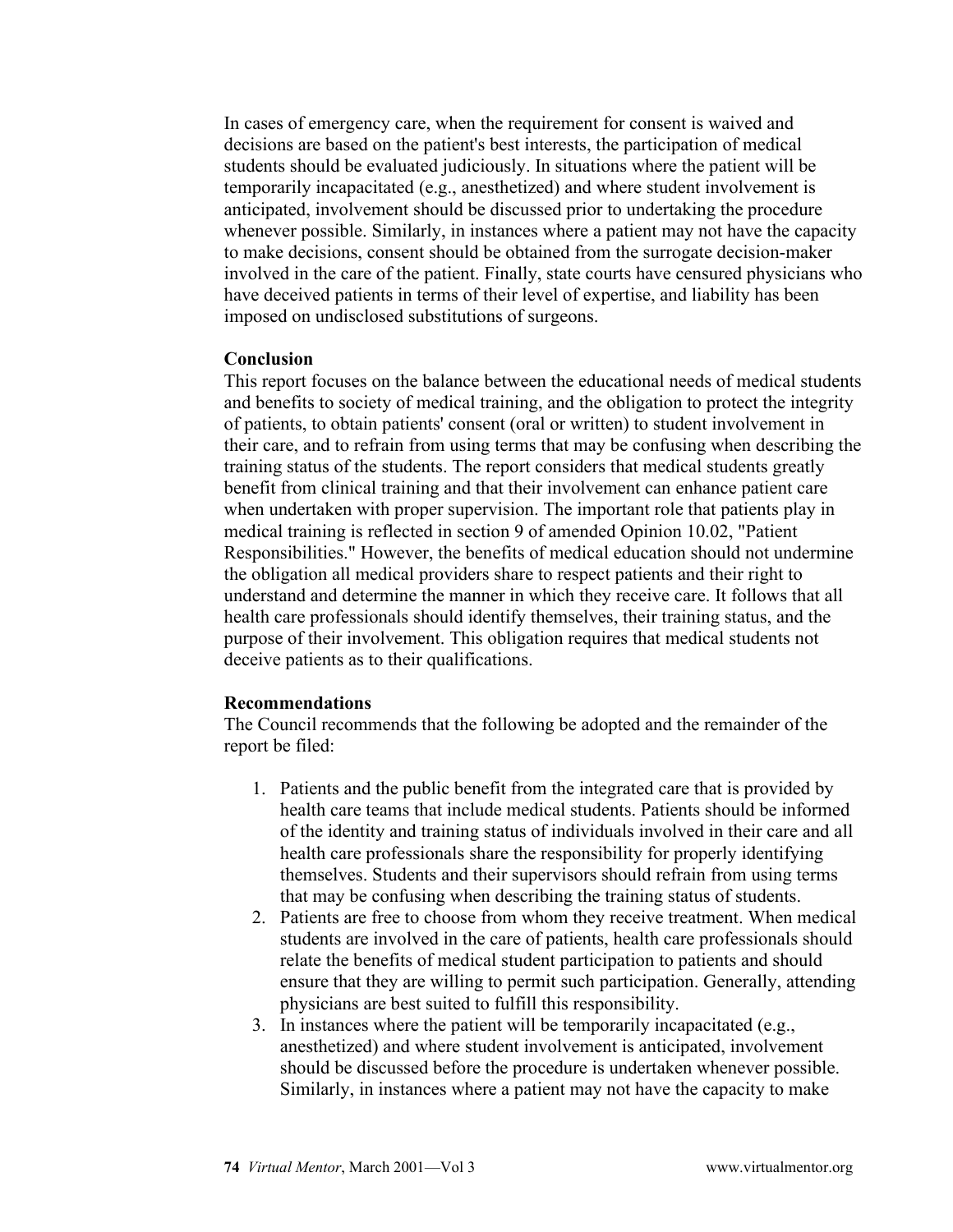In cases of emergency care, when the requirement for consent is waived and decisions are based on the patient's best interests, the participation of medical students should be evaluated judiciously. In situations where the patient will be temporarily incapacitated (e.g., anesthetized) and where student involvement is anticipated, involvement should be discussed prior to undertaking the procedure whenever possible. Similarly, in instances where a patient may not have the capacity to make decisions, consent should be obtained from the surrogate decision-maker involved in the care of the patient. Finally, state courts have censured physicians who have deceived patients in terms of their level of expertise, and liability has been imposed on undisclosed substitutions of surgeons.

**Conclusion**

This report focuses on the balance between the educational needs of medical students and benefits to society of medical training, and the obligation to protect the integrity of patients, to obtain patients' consent (oral or written) to student involvement in their care, and to refrain from using terms that may be confusing when describing the training status of the students. The report considers that medical students greatly benefit from clinical training and that their involvement can enhance patient care when undertaken with proper supervision. The important role that patients play in medical training is reflected in section 9 of amended Opinion 10.02, "Patient Responsibilities." However, the benefits of medical education should not undermine the obligation all medical providers share to respect patients and their right to understand and determine the manner in which they receive care. It follows that all health care professionals should identify themselves, their training status, and the purpose of their involvement. This obligation requires that medical students not deceive patients as to their qualifications.

**Recommendations**

The Council recommends that the following be adopted and the remainder of the report be filed:

1. Patients and the public benefit from the integrated care that is provided by health care teams that include medical students. Patients should be informed of the identity and training status of individuals involved in their care and all health care professionals share the responsibility for properly identifying themselves. Students and their supervisors should refrain from using terms that may be confusing when describing the training status of students.
2. Patients are free to choose from whom they receive treatment. When medical students are involved in the care of patients, health care professionals should relate the benefits of medical student participation to patients and should ensure that they are willing to permit such participation. Generally, attending physicians are best suited to fulfill this responsibility.
3. In instances where the patient will be temporarily incapacitated (e.g., anesthetized) and where student involvement is anticipated, involvement should be discussed before the procedure is undertaken whenever possible. Similarly, in instances where a patient may not have the capacity to make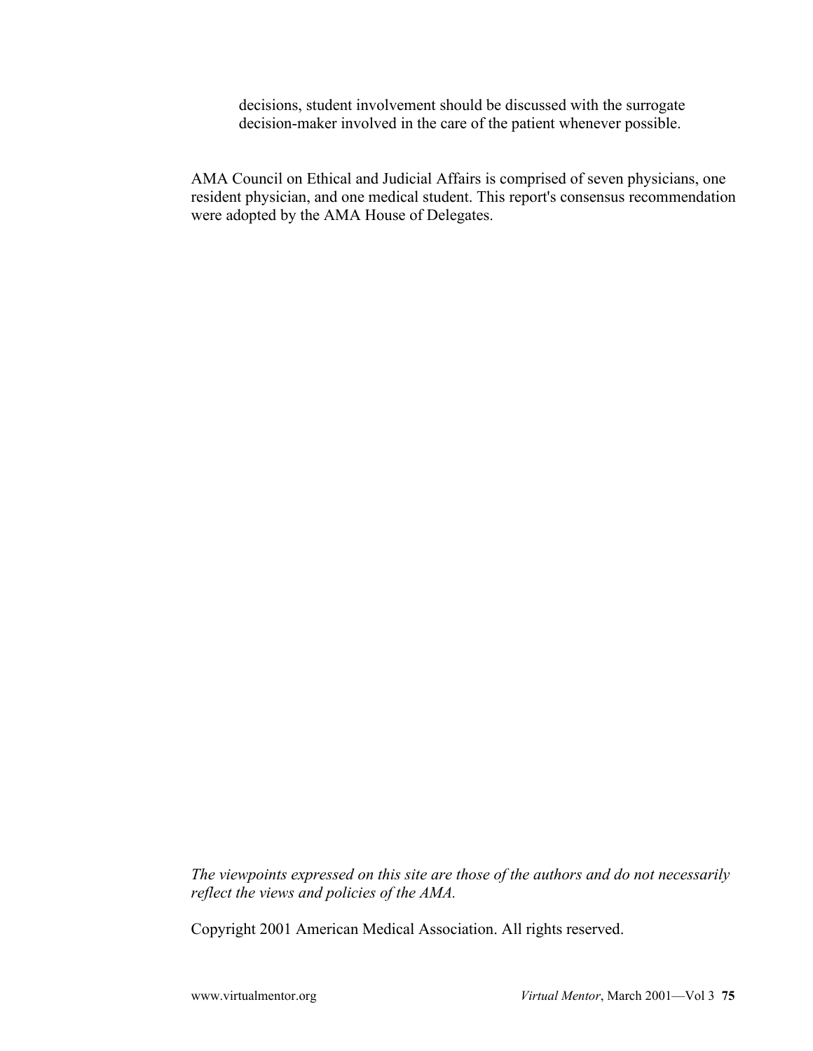> decisions, student involvement should be discussed with the surrogate decision-maker involved in the care of the patient whenever possible.

AMA Council on Ethical and Judicial Affairs is comprised of seven physicians, one resident physician, and one medical student. This report's consensus recommendation were adopted by the AMA House of Delegates.

*The viewpoints expressed on this site are those of the authors and do not necessarily reflect the views and policies of the AMA.*

Copyright 2001 American Medical Association. All rights reserved.